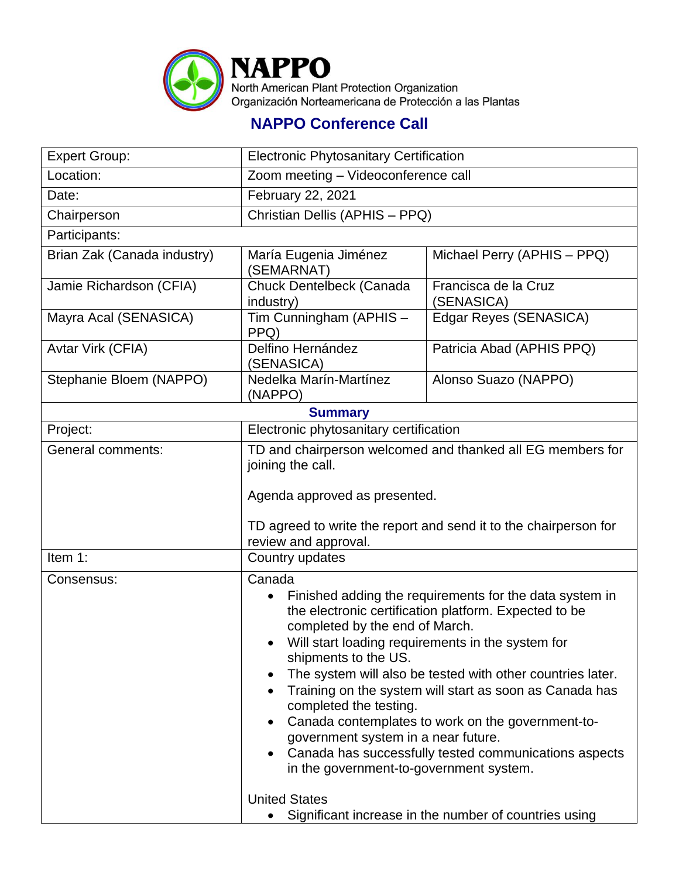**NAPPO**
North American Plant Protection Organization
Organización Norteamericana de Protección a las Plantas

## NAPPO Conference Call

| | | |
|---|---|---|
| Expert Group: | Electronic Phytosanitary Certification | |
| Location: | Zoom meeting – Videoconference call | |
| Date: | February 22, 2021 | |
| Chairperson | Christian Dellis (APHIS – PPQ) | |
| Participants: | | |
| Brian Zak (Canada industry) | María Eugenia Jiménez (SEMARNAT) | Michael Perry (APHIS – PPQ) |
| Jamie Richardson (CFIA) | Chuck Dentelbeck (Canada industry) | Francisca de la Cruz (SENASICA) |
| Mayra Acal (SENASICA) | Tim Cunningham (APHIS – PPQ) | Edgar Reyes (SENASICA) |
| Avtar Virk (CFIA) | Delfino Hernández (SENASICA) | Patricia Abad (APHIS PPQ) |
| Stephanie Bloem (NAPPO) | Nedelka Marín-Martínez (NAPPO) | Alonso Suazo (NAPPO) |

**Summary**

| | |
|---|---|
| Project: | Electronic phytosanitary certification |
| General comments: | TD and chairperson welcomed and thanked all EG members for joining the call.<br><br>Agenda approved as presented.<br><br>TD agreed to write the report and send it to the chairperson for review and approval. |
| Item 1: | Country updates |
| Consensus: | Canada<br>• Finished adding the requirements for the data system in the electronic certification platform. Expected to be completed by the end of March.<br>• Will start loading requirements in the system for shipments to the US.<br>• The system will also be tested with other countries later.<br>• Training on the system will start as soon as Canada has completed the testing.<br>• Canada contemplates to work on the government-to-government system in a near future.<br>• Canada has successfully tested communications aspects in the government-to-government system.<br><br>United States<br>• Significant increase in the number of countries using |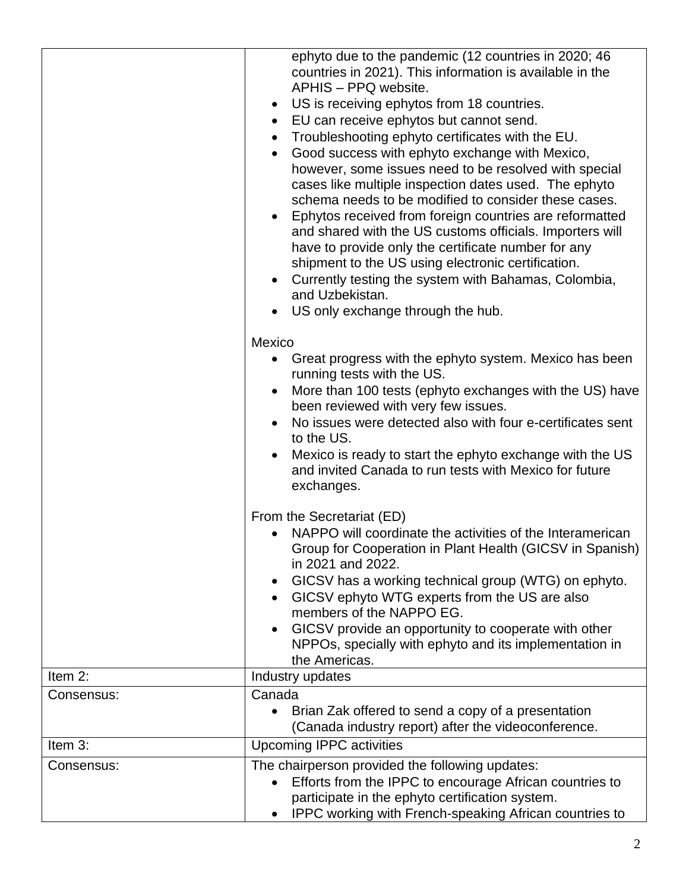| | |
|---|---|
| | ephyto due to the pandemic (12 countries in 2020; 46 countries in 2021). This information is available in the APHIS – PPQ website.<br>• US is receiving ephytos from 18 countries.<br>• EU can receive ephytos but cannot send.<br>• Troubleshooting ephyto certificates with the EU.<br>• Good success with ephyto exchange with Mexico, however, some issues need to be resolved with special cases like multiple inspection dates used. The ephyto schema needs to be modified to consider these cases.<br>• Ephytos received from foreign countries are reformatted and shared with the US customs officials. Importers will have to provide only the certificate number for any shipment to the US using electronic certification.<br>• Currently testing the system with Bahamas, Colombia, and Uzbekistan.<br>• US only exchange through the hub.<br><br>Mexico<br>• Great progress with the ephyto system. Mexico has been running tests with the US.<br>• More than 100 tests (ephyto exchanges with the US) have been reviewed with very few issues.<br>• No issues were detected also with four e-certificates sent to the US.<br>• Mexico is ready to start the ephyto exchange with the US and invited Canada to run tests with Mexico for future exchanges.<br><br>From the Secretariat (ED)<br>• NAPPO will coordinate the activities of the Interamerican Group for Cooperation in Plant Health (GICSV in Spanish) in 2021 and 2022.<br>• GICSV has a working technical group (WTG) on ephyto.<br>• GICSV ephyto WTG experts from the US are also members of the NAPPO EG.<br>• GICSV provide an opportunity to cooperate with other NPPOs, specially with ephyto and its implementation in the Americas. |
| Item 2: | Industry updates |
| Consensus: | Canada<br>• Brian Zak offered to send a copy of a presentation (Canada industry report) after the videoconference. |
| Item 3: | Upcoming IPPC activities |
| Consensus: | The chairperson provided the following updates:<br>• Efforts from the IPPC to encourage African countries to participate in the ephyto certification system.<br>• IPPC working with French-speaking African countries to |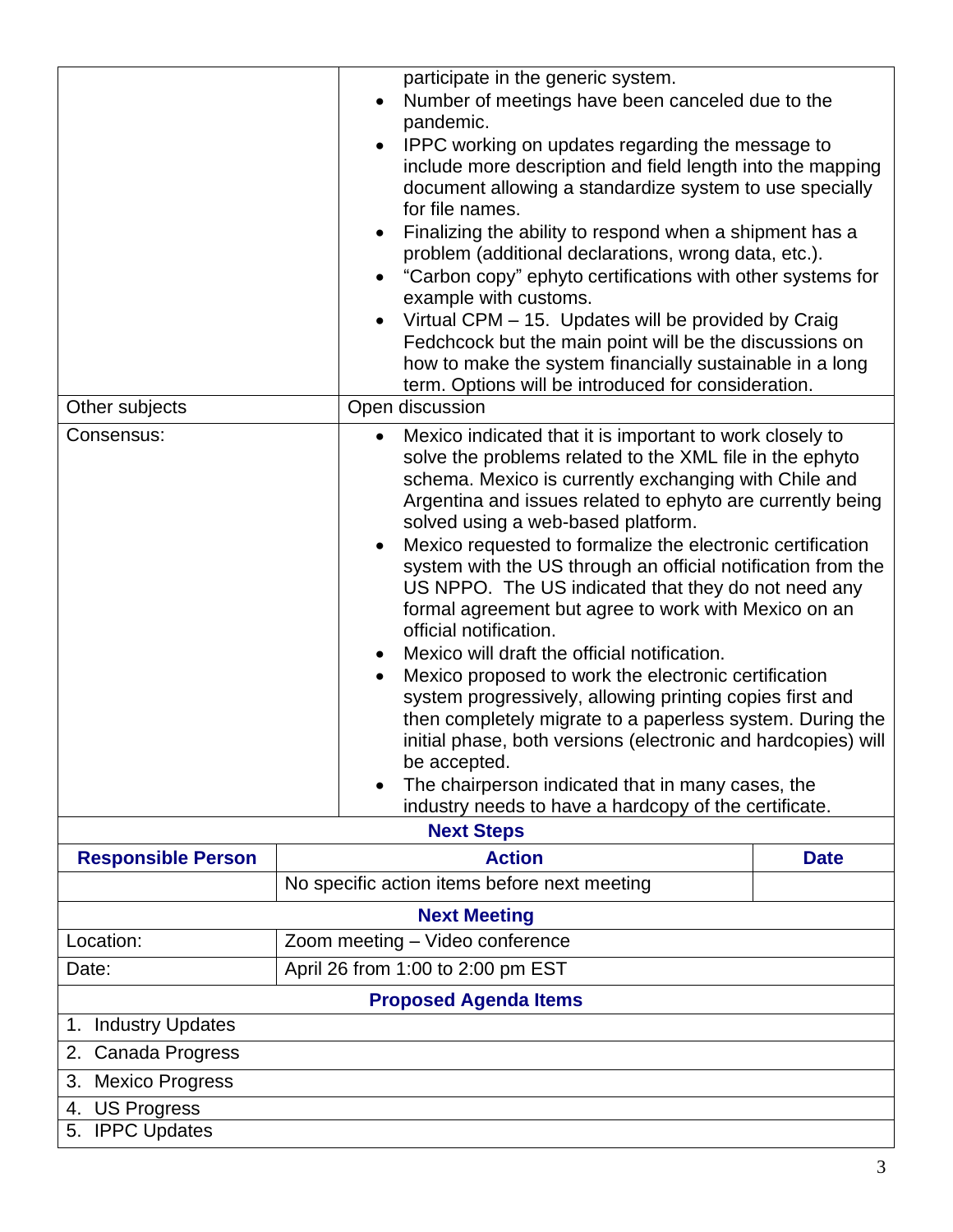| | |
|---|---|
| | • participate in the generic system.<br>• Number of meetings have been canceled due to the pandemic.<br>• IPPC working on updates regarding the message to include more description and field length into the mapping document allowing a standardize system to use specially for file names.<br>• Finalizing the ability to respond when a shipment has a problem (additional declarations, wrong data, etc.).<br>• "Carbon copy" ephyto certifications with other systems for example with customs.<br>• Virtual CPM – 15. Updates will be provided by Craig Fedchcock but the main point will be the discussions on how to make the system financially sustainable in a long term. Options will be introduced for consideration. |
| Other subjects | Open discussion |
| Consensus: | • Mexico indicated that it is important to work closely to solve the problems related to the XML file in the ephyto schema. Mexico is currently exchanging with Chile and Argentina and issues related to ephyto are currently being solved using a web-based platform.<br>• Mexico requested to formalize the electronic certification system with the US through an official notification from the US NPPO. The US indicated that they do not need any formal agreement but agree to work with Mexico on an official notification.<br>• Mexico will draft the official notification.<br>• Mexico proposed to work the electronic certification system progressively, allowing printing copies first and then completely migrate to a paperless system. During the initial phase, both versions (electronic and hardcopies) will be accepted.<br>• The chairperson indicated that in many cases, the industry needs to have a hardcopy of the certificate. |

**Next Steps**

| Responsible Person | Action | Date |
|---|---|---|
| | No specific action items before next meeting | |

**Next Meeting**

| | |
|---|---|
| Location: | Zoom meeting – Video conference |
| Date: | April 26 from 1:00 to 2:00 pm EST |

**Proposed Agenda Items**

1. Industry Updates
2. Canada Progress
3. Mexico Progress
4. US Progress
5. IPPC Updates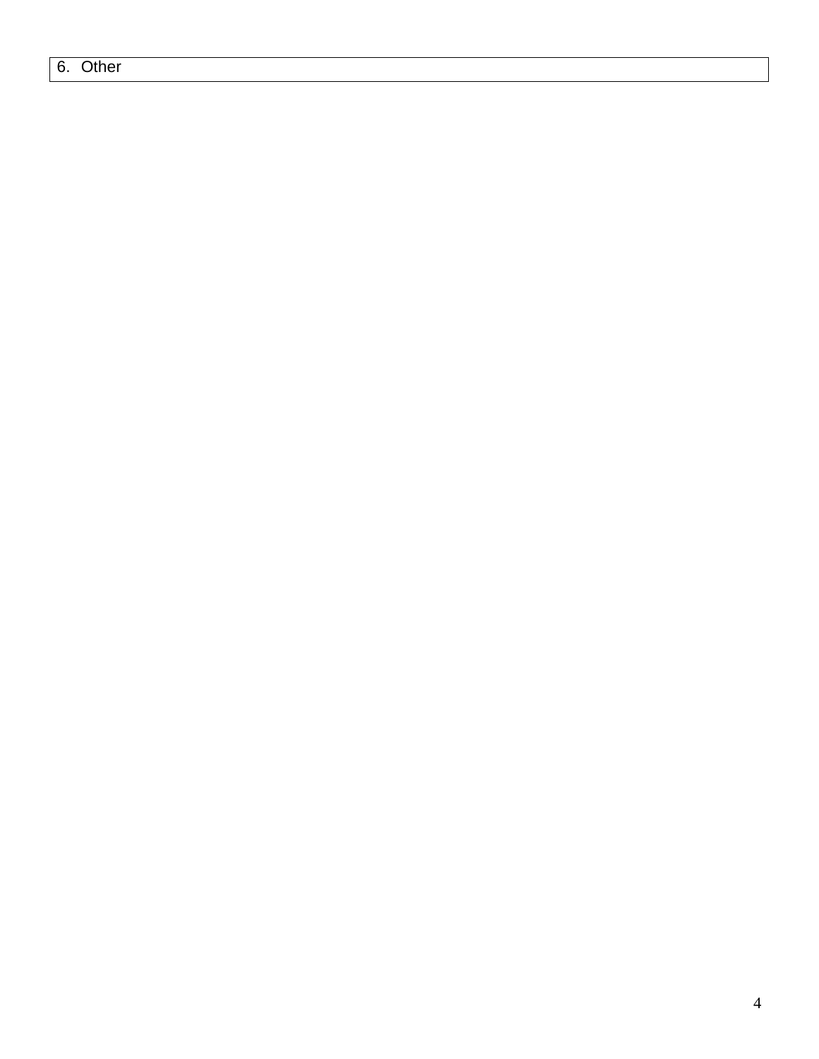| 6. Other |
| --- |